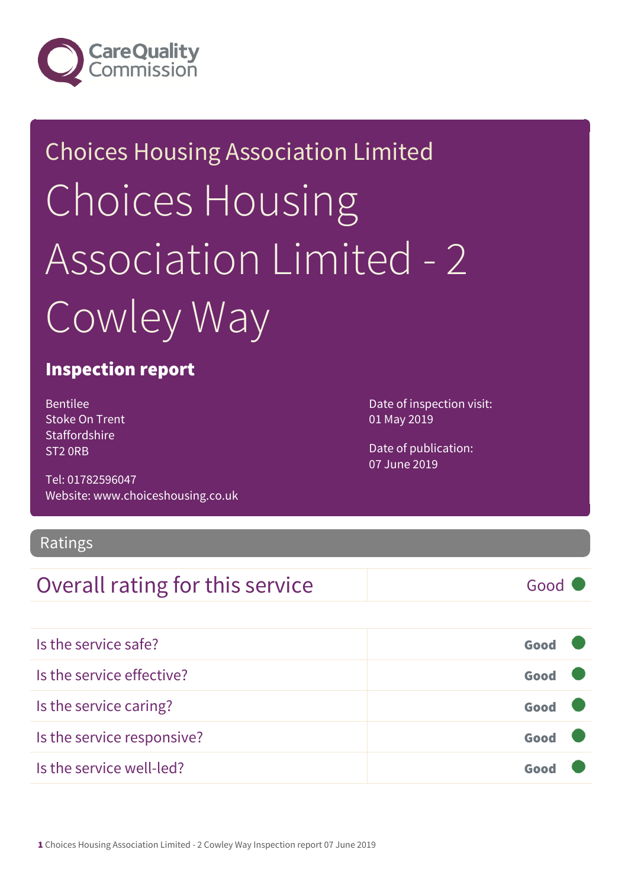Care Quality Commission

Choices Housing Association Limited

# Choices Housing Association Limited - 2 Cowley Way

## Inspection report

Bentilee
Stoke On Trent
Staffordshire
ST2 0RB

Tel: 01782596047
Website: www.choiceshousing.co.uk

Date of inspection visit:
01 May 2019

Date of publication:
07 June 2019

## Ratings

| Overall rating for this service | Good |
|---|---|

| | |
|---|---|
| Is the service safe? | Good |
| Is the service effective? | Good |
| Is the service caring? | Good |
| Is the service responsive? | Good |
| Is the service well-led? | Good |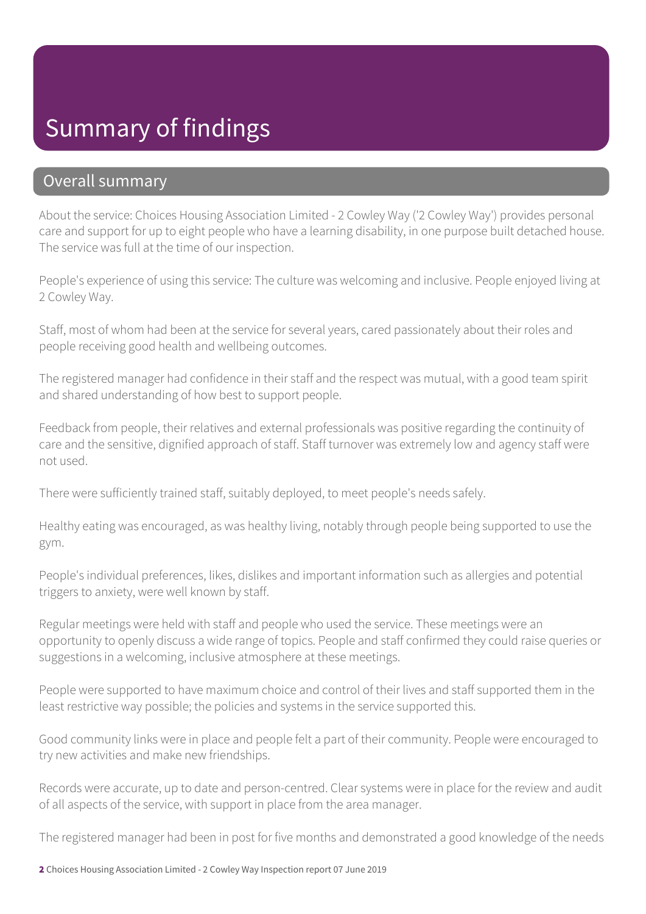# Summary of findings

## Overall summary

About the service: Choices Housing Association Limited - 2 Cowley Way ('2 Cowley Way') provides personal care and support for up to eight people who have a learning disability, in one purpose built detached house. The service was full at the time of our inspection.

People's experience of using this service: The culture was welcoming and inclusive. People enjoyed living at 2 Cowley Way.

Staff, most of whom had been at the service for several years, cared passionately about their roles and people receiving good health and wellbeing outcomes.

The registered manager had confidence in their staff and the respect was mutual, with a good team spirit and shared understanding of how best to support people.

Feedback from people, their relatives and external professionals was positive regarding the continuity of care and the sensitive, dignified approach of staff. Staff turnover was extremely low and agency staff were not used.

There were sufficiently trained staff, suitably deployed, to meet people's needs safely.

Healthy eating was encouraged, as was healthy living, notably through people being supported to use the gym.

People's individual preferences, likes, dislikes and important information such as allergies and potential triggers to anxiety, were well known by staff.

Regular meetings were held with staff and people who used the service. These meetings were an opportunity to openly discuss a wide range of topics. People and staff confirmed they could raise queries or suggestions in a welcoming, inclusive atmosphere at these meetings.

People were supported to have maximum choice and control of their lives and staff supported them in the least restrictive way possible; the policies and systems in the service supported this.

Good community links were in place and people felt a part of their community. People were encouraged to try new activities and make new friendships.

Records were accurate, up to date and person-centred. Clear systems were in place for the review and audit of all aspects of the service, with support in place from the area manager.

The registered manager had been in post for five months and demonstrated a good knowledge of the needs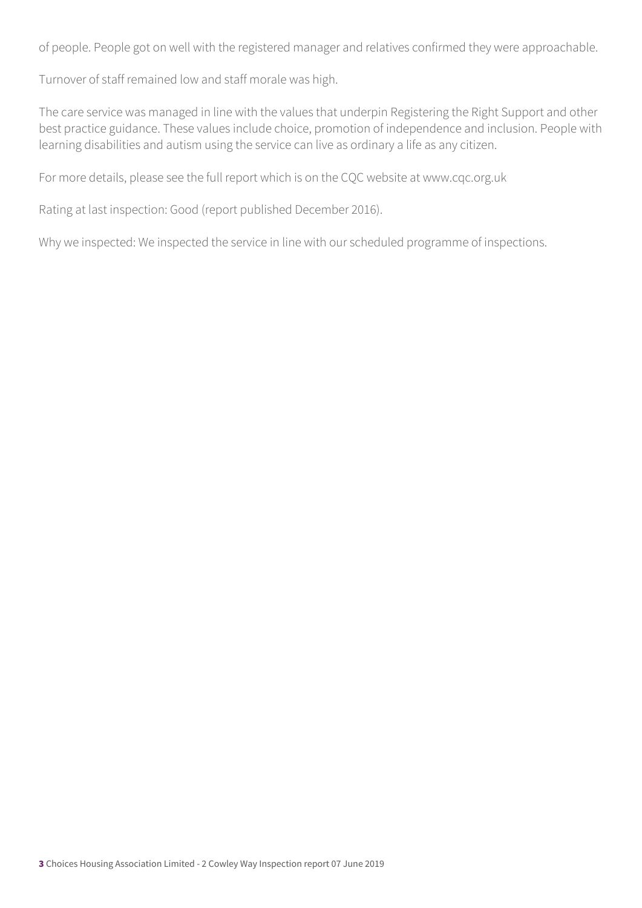of people. People got on well with the registered manager and relatives confirmed they were approachable.

Turnover of staff remained low and staff morale was high.

The care service was managed in line with the values that underpin Registering the Right Support and other best practice guidance. These values include choice, promotion of independence and inclusion. People with learning disabilities and autism using the service can live as ordinary a life as any citizen.

For more details, please see the full report which is on the CQC website at www.cqc.org.uk

Rating at last inspection: Good (report published December 2016).

Why we inspected: We inspected the service in line with our scheduled programme of inspections.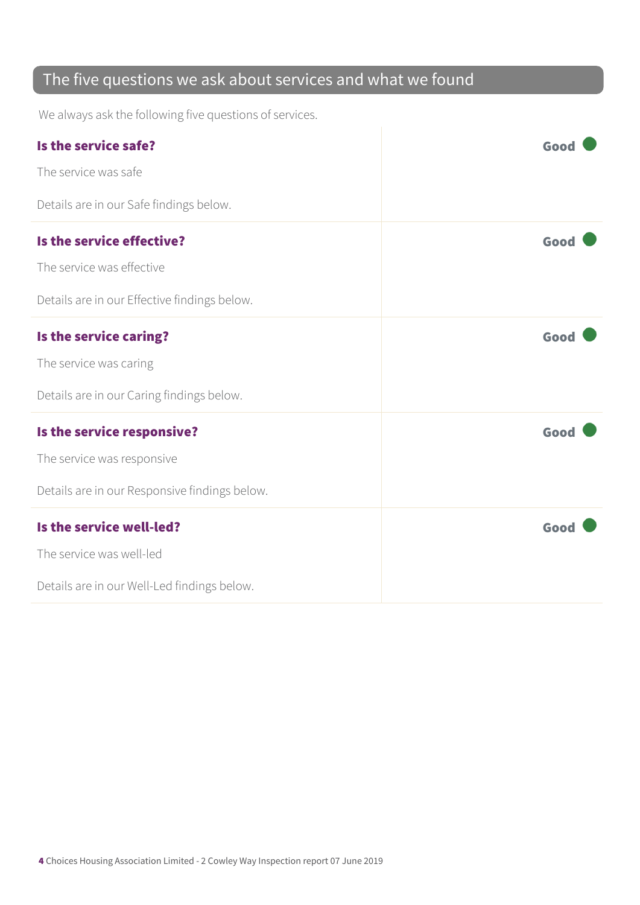## The five questions we ask about services and what we found

We always ask the following five questions of services.

**Is the service safe?** — **Good**

The service was safe

Details are in our Safe findings below.

**Is the service effective?** — **Good**

The service was effective

Details are in our Effective findings below.

**Is the service caring?** — **Good**

The service was caring

Details are in our Caring findings below.

**Is the service responsive?** — **Good**

The service was responsive

Details are in our Responsive findings below.

**Is the service well-led?** — **Good**

The service was well-led

Details are in our Well-Led findings below.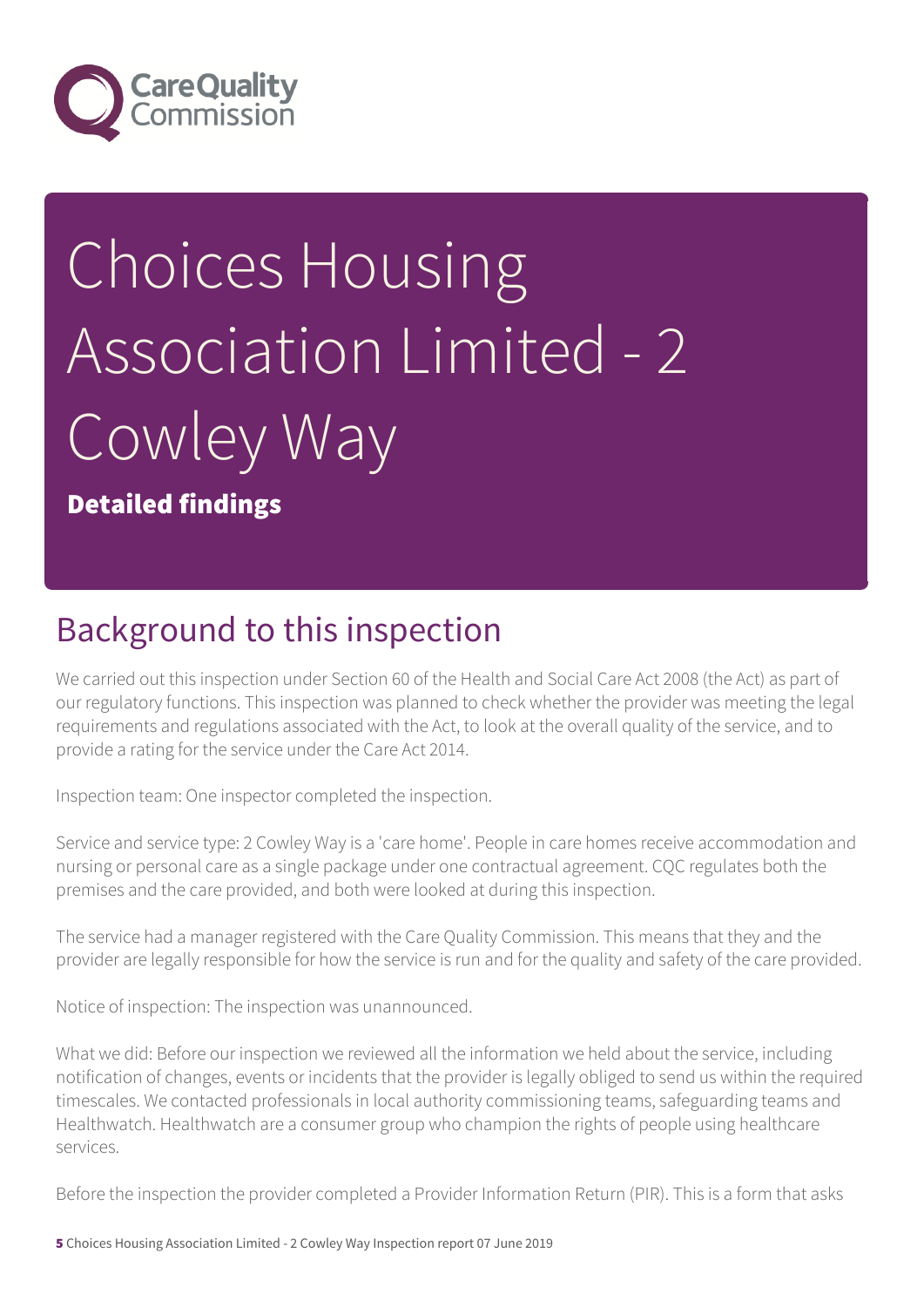# Choices Housing Association Limited - 2 Cowley Way

**Detailed findings**

## Background to this inspection

We carried out this inspection under Section 60 of the Health and Social Care Act 2008 (the Act) as part of our regulatory functions. This inspection was planned to check whether the provider was meeting the legal requirements and regulations associated with the Act, to look at the overall quality of the service, and to provide a rating for the service under the Care Act 2014.

Inspection team: One inspector completed the inspection.

Service and service type: 2 Cowley Way is a 'care home'. People in care homes receive accommodation and nursing or personal care as a single package under one contractual agreement. CQC regulates both the premises and the care provided, and both were looked at during this inspection.

The service had a manager registered with the Care Quality Commission. This means that they and the provider are legally responsible for how the service is run and for the quality and safety of the care provided.

Notice of inspection: The inspection was unannounced.

What we did: Before our inspection we reviewed all the information we held about the service, including notification of changes, events or incidents that the provider is legally obliged to send us within the required timescales. We contacted professionals in local authority commissioning teams, safeguarding teams and Healthwatch. Healthwatch are a consumer group who champion the rights of people using healthcare services.

Before the inspection the provider completed a Provider Information Return (PIR). This is a form that asks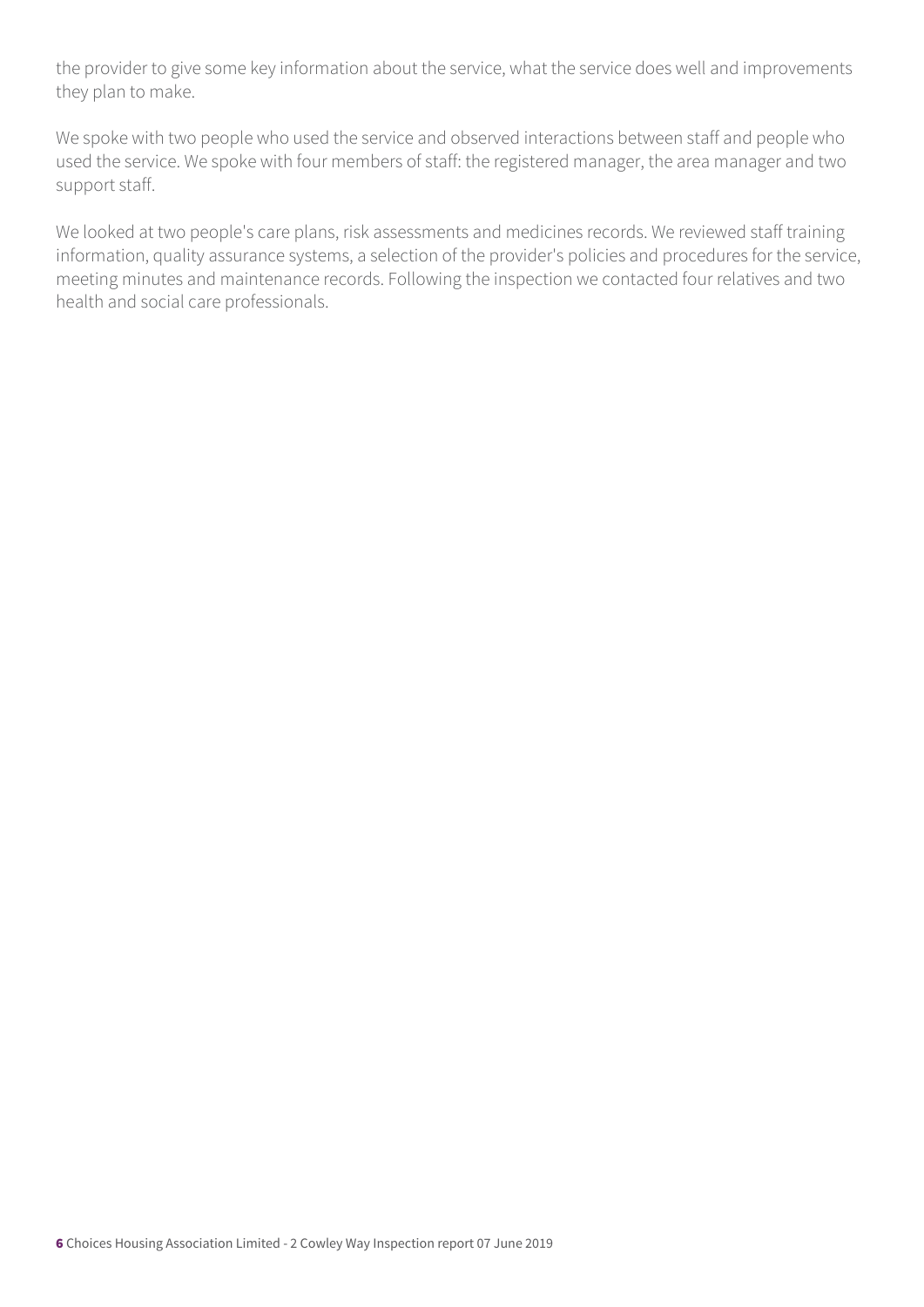the provider to give some key information about the service, what the service does well and improvements they plan to make.

We spoke with two people who used the service and observed interactions between staff and people who used the service. We spoke with four members of staff: the registered manager, the area manager and two support staff.

We looked at two people's care plans, risk assessments and medicines records. We reviewed staff training information, quality assurance systems, a selection of the provider's policies and procedures for the service, meeting minutes and maintenance records. Following the inspection we contacted four relatives and two health and social care professionals.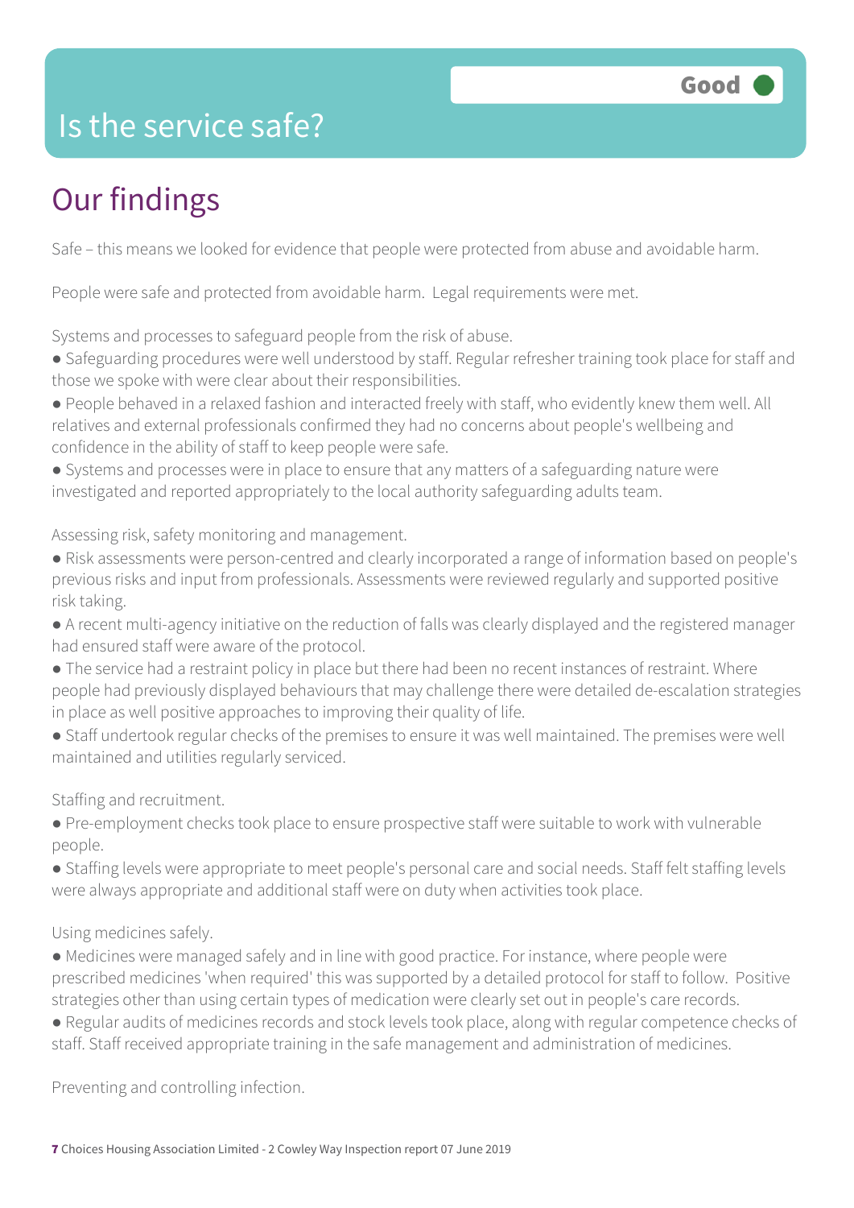# Is the service safe?

Good

## Our findings

Safe – this means we looked for evidence that people were protected from abuse and avoidable harm.

People were safe and protected from avoidable harm. Legal requirements were met.

Systems and processes to safeguard people from the risk of abuse.

- Safeguarding procedures were well understood by staff. Regular refresher training took place for staff and those we spoke with were clear about their responsibilities.
- People behaved in a relaxed fashion and interacted freely with staff, who evidently knew them well. All relatives and external professionals confirmed they had no concerns about people's wellbeing and confidence in the ability of staff to keep people were safe.
- Systems and processes were in place to ensure that any matters of a safeguarding nature were investigated and reported appropriately to the local authority safeguarding adults team.

Assessing risk, safety monitoring and management.

- Risk assessments were person-centred and clearly incorporated a range of information based on people's previous risks and input from professionals. Assessments were reviewed regularly and supported positive risk taking.
- A recent multi-agency initiative on the reduction of falls was clearly displayed and the registered manager had ensured staff were aware of the protocol.
- The service had a restraint policy in place but there had been no recent instances of restraint. Where people had previously displayed behaviours that may challenge there were detailed de-escalation strategies in place as well positive approaches to improving their quality of life.
- Staff undertook regular checks of the premises to ensure it was well maintained. The premises were well maintained and utilities regularly serviced.

Staffing and recruitment.

- Pre-employment checks took place to ensure prospective staff were suitable to work with vulnerable people.
- Staffing levels were appropriate to meet people's personal care and social needs. Staff felt staffing levels were always appropriate and additional staff were on duty when activities took place.

Using medicines safely.

- Medicines were managed safely and in line with good practice. For instance, where people were prescribed medicines 'when required' this was supported by a detailed protocol for staff to follow. Positive strategies other than using certain types of medication were clearly set out in people's care records.
- Regular audits of medicines records and stock levels took place, along with regular competence checks of staff. Staff received appropriate training in the safe management and administration of medicines.

Preventing and controlling infection.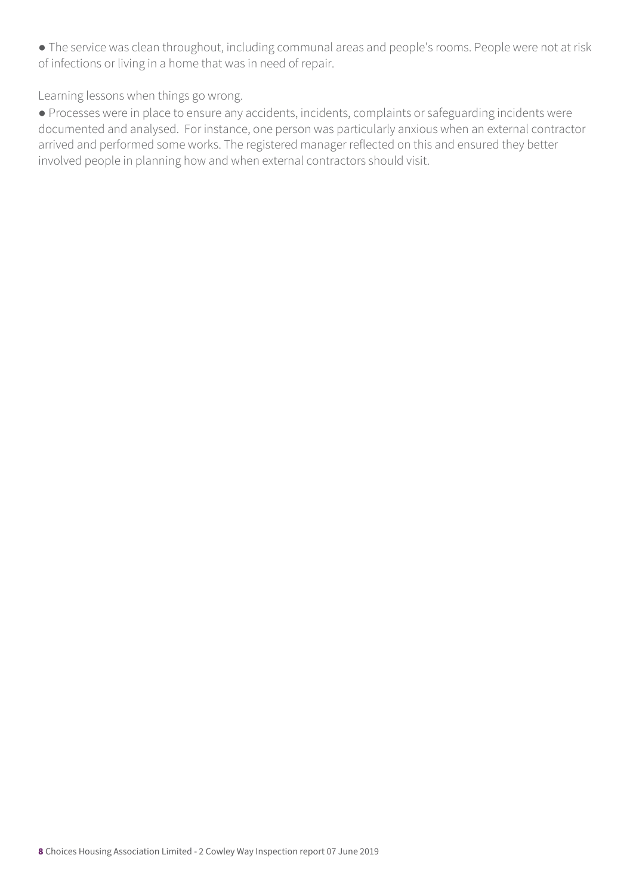- The service was clean throughout, including communal areas and people's rooms. People were not at risk of infections or living in a home that was in need of repair.

Learning lessons when things go wrong.

- Processes were in place to ensure any accidents, incidents, complaints or safeguarding incidents were documented and analysed. For instance, one person was particularly anxious when an external contractor arrived and performed some works. The registered manager reflected on this and ensured they better involved people in planning how and when external contractors should visit.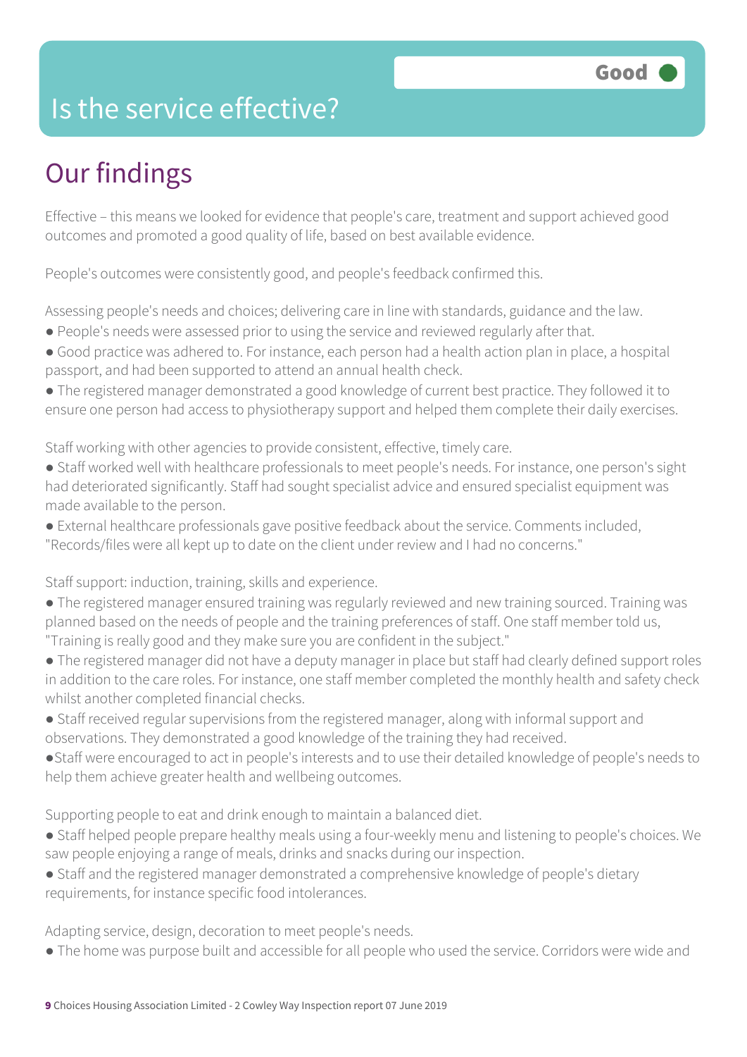# Is the service effective?

Good

## Our findings

Effective – this means we looked for evidence that people's care, treatment and support achieved good outcomes and promoted a good quality of life, based on best available evidence.

People's outcomes were consistently good, and people's feedback confirmed this.

Assessing people's needs and choices; delivering care in line with standards, guidance and the law.

- People's needs were assessed prior to using the service and reviewed regularly after that.
- Good practice was adhered to. For instance, each person had a health action plan in place, a hospital passport, and had been supported to attend an annual health check.
- The registered manager demonstrated a good knowledge of current best practice. They followed it to ensure one person had access to physiotherapy support and helped them complete their daily exercises.

Staff working with other agencies to provide consistent, effective, timely care.

- Staff worked well with healthcare professionals to meet people's needs. For instance, one person's sight had deteriorated significantly. Staff had sought specialist advice and ensured specialist equipment was made available to the person.
- External healthcare professionals gave positive feedback about the service. Comments included, "Records/files were all kept up to date on the client under review and I had no concerns."

Staff support: induction, training, skills and experience.

- The registered manager ensured training was regularly reviewed and new training sourced. Training was planned based on the needs of people and the training preferences of staff. One staff member told us, "Training is really good and they make sure you are confident in the subject."
- The registered manager did not have a deputy manager in place but staff had clearly defined support roles in addition to the care roles. For instance, one staff member completed the monthly health and safety check whilst another completed financial checks.
- Staff received regular supervisions from the registered manager, along with informal support and observations. They demonstrated a good knowledge of the training they had received.
- Staff were encouraged to act in people's interests and to use their detailed knowledge of people's needs to help them achieve greater health and wellbeing outcomes.

Supporting people to eat and drink enough to maintain a balanced diet.

- Staff helped people prepare healthy meals using a four-weekly menu and listening to people's choices. We saw people enjoying a range of meals, drinks and snacks during our inspection.
- Staff and the registered manager demonstrated a comprehensive knowledge of people's dietary requirements, for instance specific food intolerances.

Adapting service, design, decoration to meet people's needs.

- The home was purpose built and accessible for all people who used the service. Corridors were wide and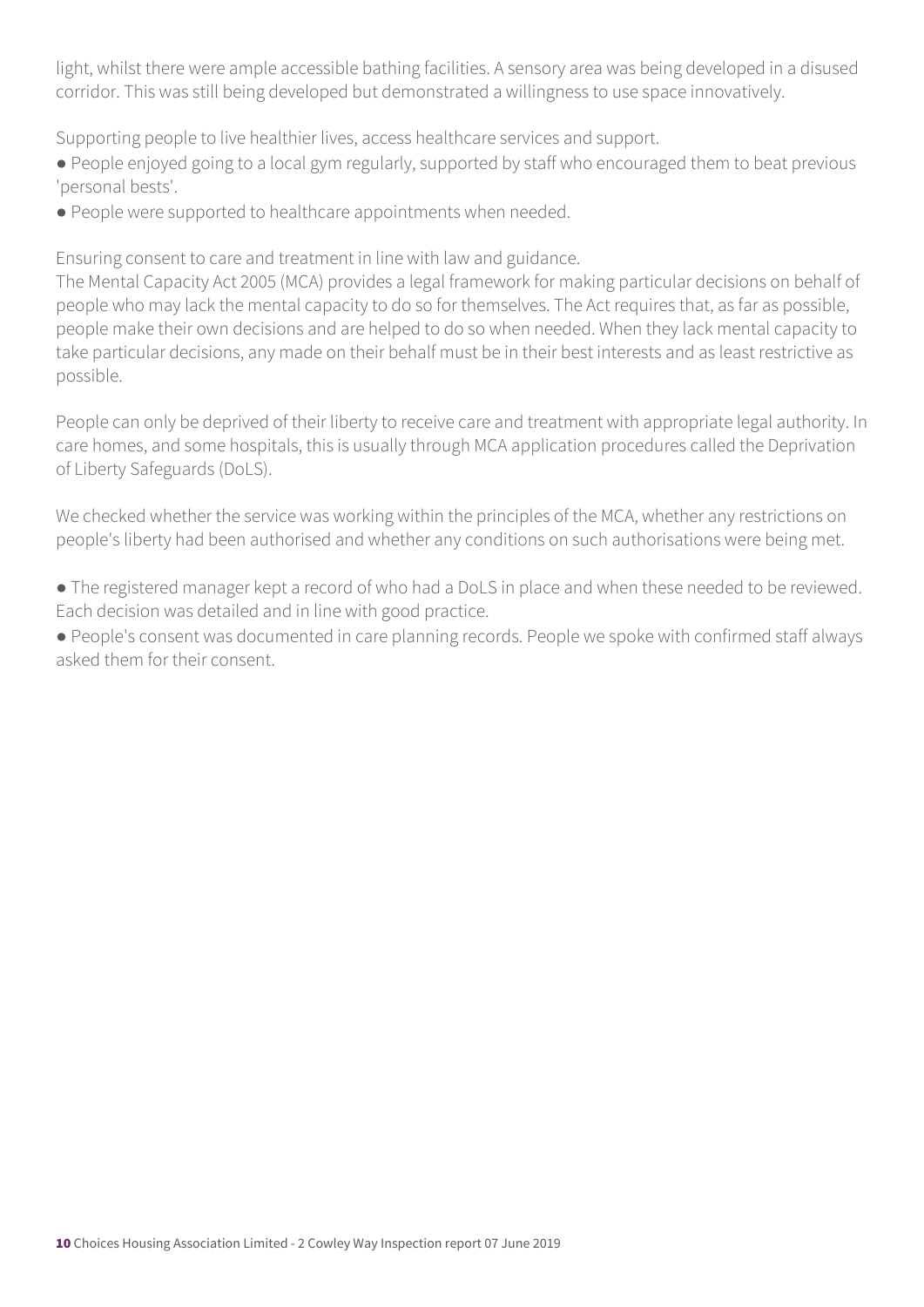light, whilst there were ample accessible bathing facilities. A sensory area was being developed in a disused corridor. This was still being developed but demonstrated a willingness to use space innovatively.

Supporting people to live healthier lives, access healthcare services and support.

- People enjoyed going to a local gym regularly, supported by staff who encouraged them to beat previous 'personal bests'.
- People were supported to healthcare appointments when needed.

Ensuring consent to care and treatment in line with law and guidance.

The Mental Capacity Act 2005 (MCA) provides a legal framework for making particular decisions on behalf of people who may lack the mental capacity to do so for themselves. The Act requires that, as far as possible, people make their own decisions and are helped to do so when needed. When they lack mental capacity to take particular decisions, any made on their behalf must be in their best interests and as least restrictive as possible.

People can only be deprived of their liberty to receive care and treatment with appropriate legal authority. In care homes, and some hospitals, this is usually through MCA application procedures called the Deprivation of Liberty Safeguards (DoLS).

We checked whether the service was working within the principles of the MCA, whether any restrictions on people's liberty had been authorised and whether any conditions on such authorisations were being met.

- The registered manager kept a record of who had a DoLS in place and when these needed to be reviewed. Each decision was detailed and in line with good practice.
- People's consent was documented in care planning records. People we spoke with confirmed staff always asked them for their consent.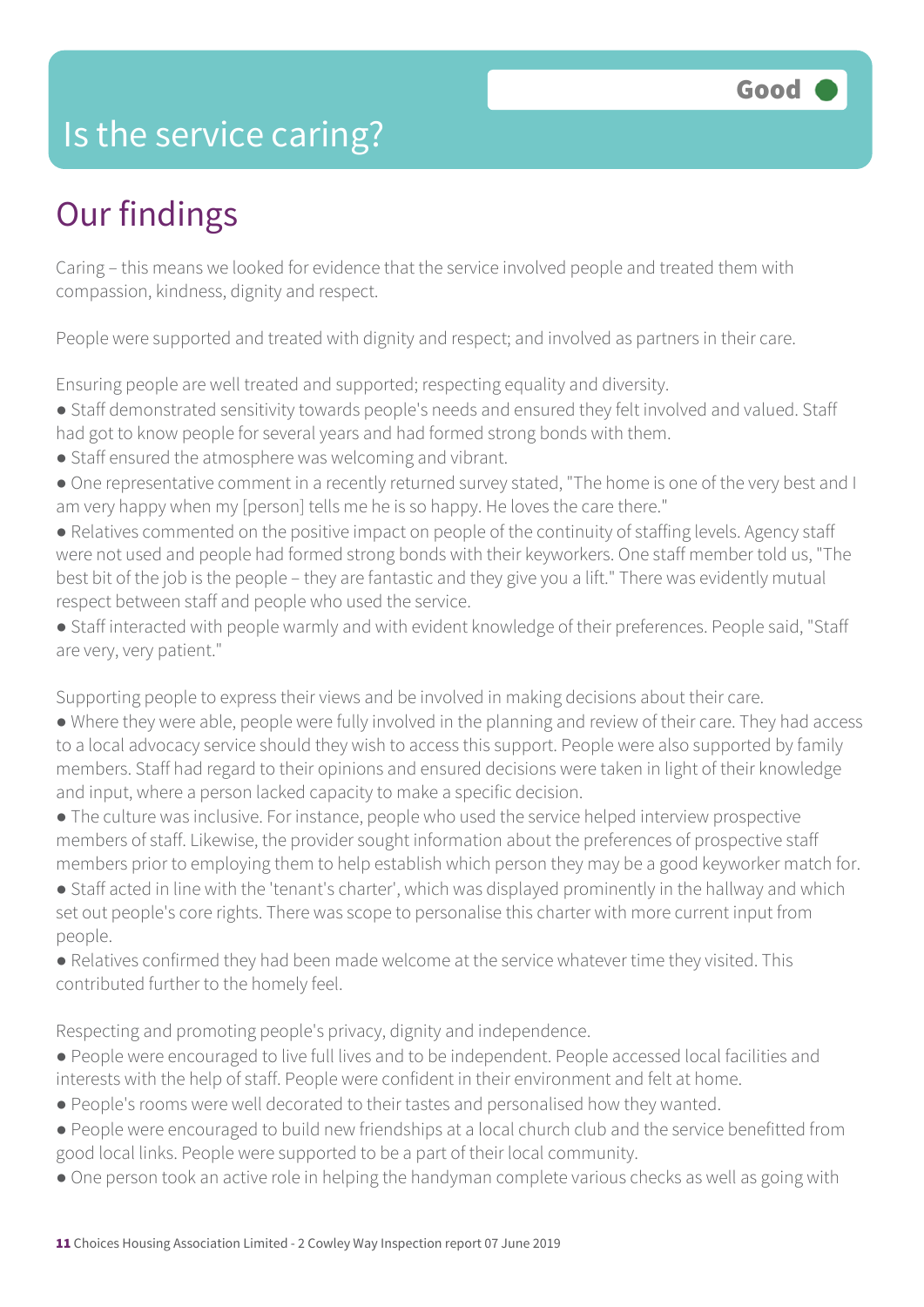# Is the service caring?

Good

## Our findings

Caring – this means we looked for evidence that the service involved people and treated them with compassion, kindness, dignity and respect.

People were supported and treated with dignity and respect; and involved as partners in their care.

Ensuring people are well treated and supported; respecting equality and diversity.

- Staff demonstrated sensitivity towards people's needs and ensured they felt involved and valued. Staff had got to know people for several years and had formed strong bonds with them.
- Staff ensured the atmosphere was welcoming and vibrant.
- One representative comment in a recently returned survey stated, "The home is one of the very best and I am very happy when my [person] tells me he is so happy. He loves the care there."
- Relatives commented on the positive impact on people of the continuity of staffing levels. Agency staff were not used and people had formed strong bonds with their keyworkers. One staff member told us, "The best bit of the job is the people – they are fantastic and they give you a lift." There was evidently mutual respect between staff and people who used the service.
- Staff interacted with people warmly and with evident knowledge of their preferences. People said, "Staff are very, very patient."

Supporting people to express their views and be involved in making decisions about their care.

- Where they were able, people were fully involved in the planning and review of their care. They had access to a local advocacy service should they wish to access this support. People were also supported by family members. Staff had regard to their opinions and ensured decisions were taken in light of their knowledge and input, where a person lacked capacity to make a specific decision.
- The culture was inclusive. For instance, people who used the service helped interview prospective members of staff. Likewise, the provider sought information about the preferences of prospective staff members prior to employing them to help establish which person they may be a good keyworker match for.
- Staff acted in line with the 'tenant's charter', which was displayed prominently in the hallway and which set out people's core rights. There was scope to personalise this charter with more current input from people.
- Relatives confirmed they had been made welcome at the service whatever time they visited. This contributed further to the homely feel.

Respecting and promoting people's privacy, dignity and independence.

- People were encouraged to live full lives and to be independent. People accessed local facilities and interests with the help of staff. People were confident in their environment and felt at home.
- People's rooms were well decorated to their tastes and personalised how they wanted.
- People were encouraged to build new friendships at a local church club and the service benefitted from good local links. People were supported to be a part of their local community.
- One person took an active role in helping the handyman complete various checks as well as going with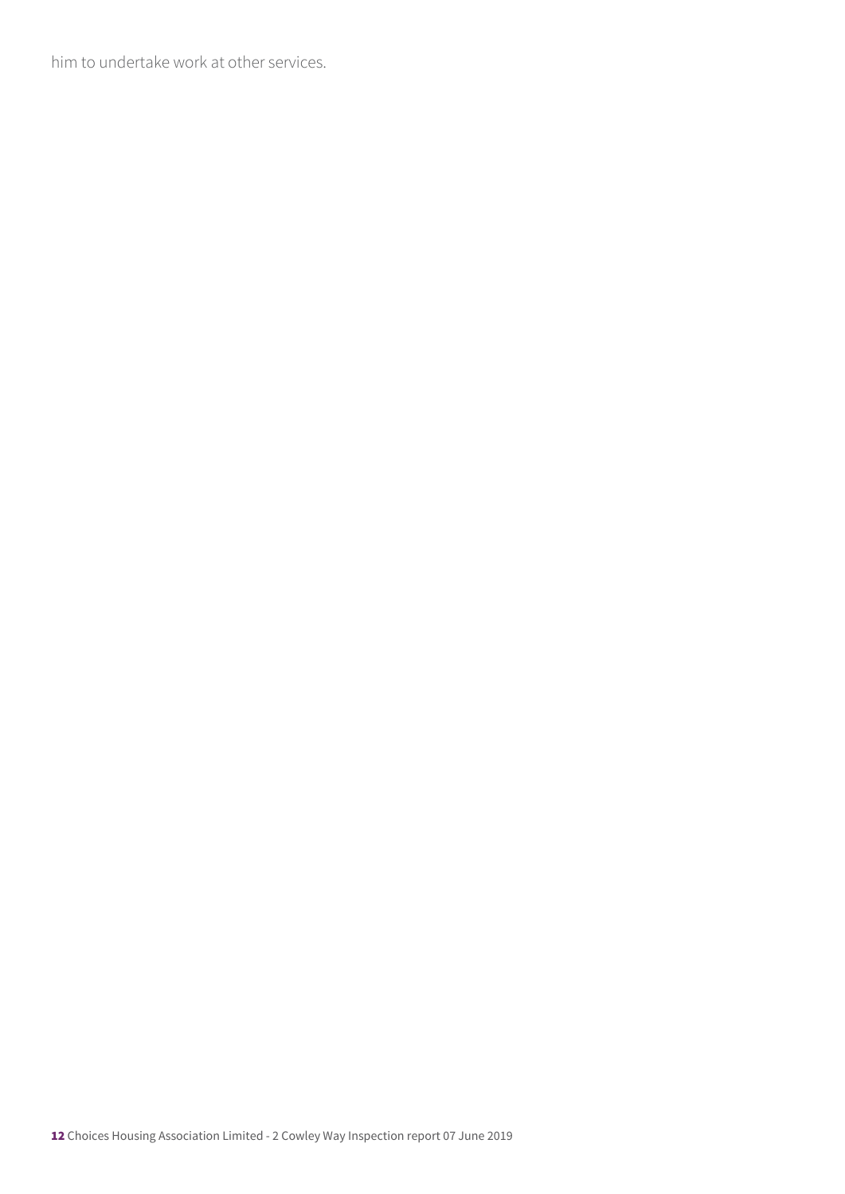him to undertake work at other services.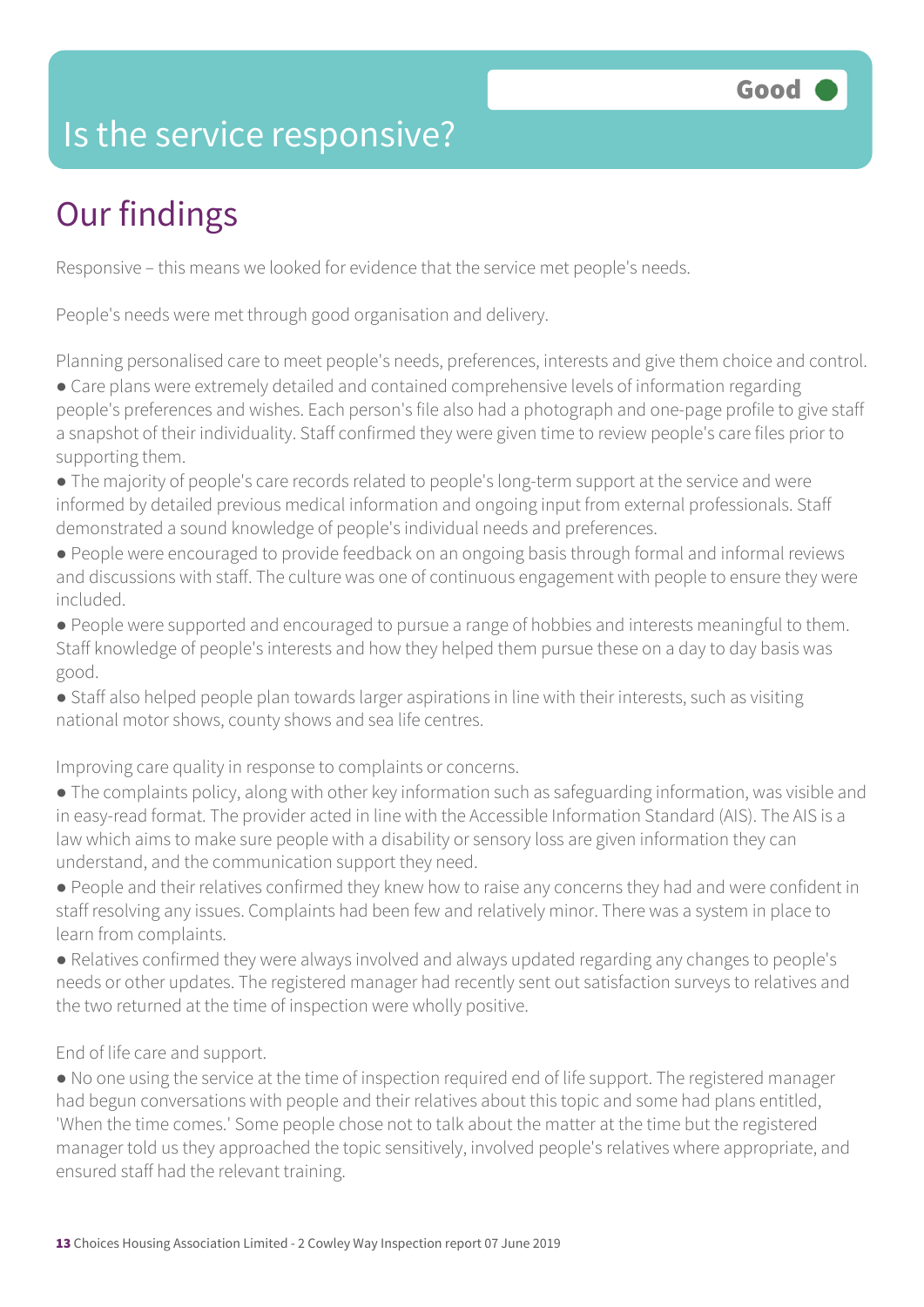# Is the service responsive?

**Good**

## Our findings

Responsive – this means we looked for evidence that the service met people's needs.

People's needs were met through good organisation and delivery.

Planning personalised care to meet people's needs, preferences, interests and give them choice and control.

- Care plans were extremely detailed and contained comprehensive levels of information regarding people's preferences and wishes. Each person's file also had a photograph and one-page profile to give staff a snapshot of their individuality. Staff confirmed they were given time to review people's care files prior to supporting them.
- The majority of people's care records related to people's long-term support at the service and were informed by detailed previous medical information and ongoing input from external professionals. Staff demonstrated a sound knowledge of people's individual needs and preferences.
- People were encouraged to provide feedback on an ongoing basis through formal and informal reviews and discussions with staff. The culture was one of continuous engagement with people to ensure they were included.
- People were supported and encouraged to pursue a range of hobbies and interests meaningful to them. Staff knowledge of people's interests and how they helped them pursue these on a day to day basis was good.
- Staff also helped people plan towards larger aspirations in line with their interests, such as visiting national motor shows, county shows and sea life centres.

Improving care quality in response to complaints or concerns.

- The complaints policy, along with other key information such as safeguarding information, was visible and in easy-read format. The provider acted in line with the Accessible Information Standard (AIS). The AIS is a law which aims to make sure people with a disability or sensory loss are given information they can understand, and the communication support they need.
- People and their relatives confirmed they knew how to raise any concerns they had and were confident in staff resolving any issues. Complaints had been few and relatively minor. There was a system in place to learn from complaints.
- Relatives confirmed they were always involved and always updated regarding any changes to people's needs or other updates. The registered manager had recently sent out satisfaction surveys to relatives and the two returned at the time of inspection were wholly positive.

End of life care and support.

- No one using the service at the time of inspection required end of life support. The registered manager had begun conversations with people and their relatives about this topic and some had plans entitled, 'When the time comes.' Some people chose not to talk about the matter at the time but the registered manager told us they approached the topic sensitively, involved people's relatives where appropriate, and ensured staff had the relevant training.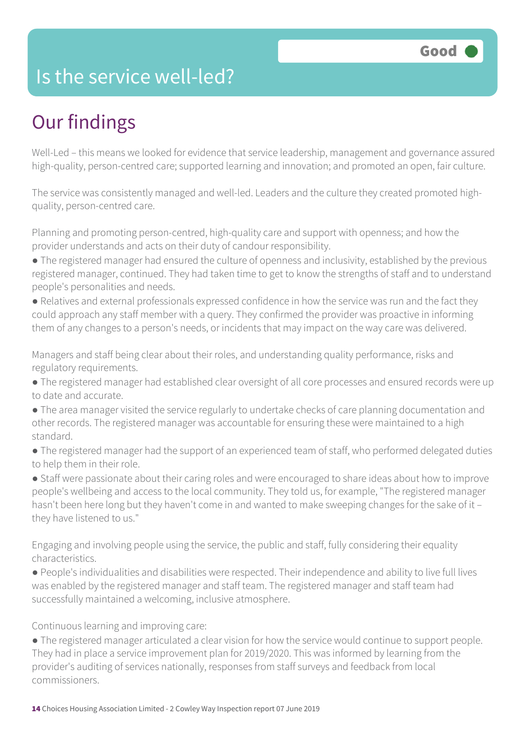# Is the service well-led?

**Good**

## Our findings

Well-Led – this means we looked for evidence that service leadership, management and governance assured high-quality, person-centred care; supported learning and innovation; and promoted an open, fair culture.

The service was consistently managed and well-led. Leaders and the culture they created promoted high-quality, person-centred care.

Planning and promoting person-centred, high-quality care and support with openness; and how the provider understands and acts on their duty of candour responsibility.

- The registered manager had ensured the culture of openness and inclusivity, established by the previous registered manager, continued. They had taken time to get to know the strengths of staff and to understand people's personalities and needs.
- Relatives and external professionals expressed confidence in how the service was run and the fact they could approach any staff member with a query. They confirmed the provider was proactive in informing them of any changes to a person's needs, or incidents that may impact on the way care was delivered.

Managers and staff being clear about their roles, and understanding quality performance, risks and regulatory requirements.

- The registered manager had established clear oversight of all core processes and ensured records were up to date and accurate.
- The area manager visited the service regularly to undertake checks of care planning documentation and other records. The registered manager was accountable for ensuring these were maintained to a high standard.
- The registered manager had the support of an experienced team of staff, who performed delegated duties to help them in their role.
- Staff were passionate about their caring roles and were encouraged to share ideas about how to improve people's wellbeing and access to the local community. They told us, for example, "The registered manager hasn't been here long but they haven't come in and wanted to make sweeping changes for the sake of it – they have listened to us."

Engaging and involving people using the service, the public and staff, fully considering their equality characteristics.

- People's individualities and disabilities were respected. Their independence and ability to live full lives was enabled by the registered manager and staff team. The registered manager and staff team had successfully maintained a welcoming, inclusive atmosphere.

Continuous learning and improving care:

- The registered manager articulated a clear vision for how the service would continue to support people. They had in place a service improvement plan for 2019/2020. This was informed by learning from the provider's auditing of services nationally, responses from staff surveys and feedback from local commissioners.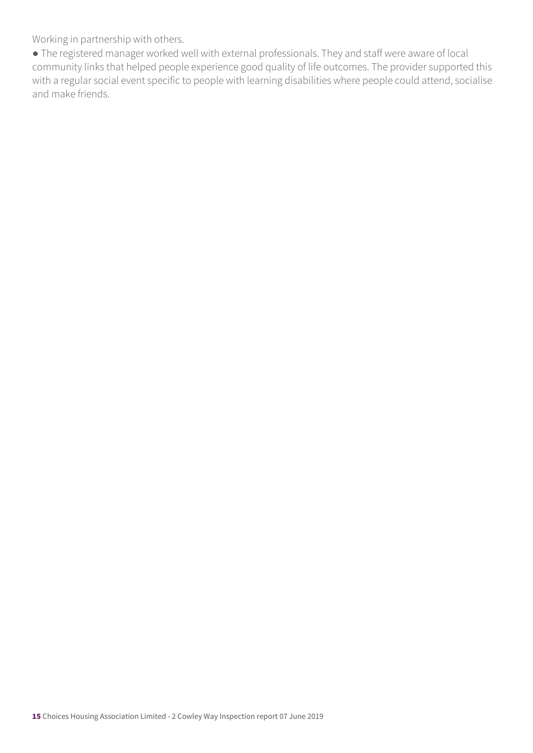Working in partnership with others.

● The registered manager worked well with external professionals. They and staff were aware of local community links that helped people experience good quality of life outcomes. The provider supported this with a regular social event specific to people with learning disabilities where people could attend, socialise and make friends.